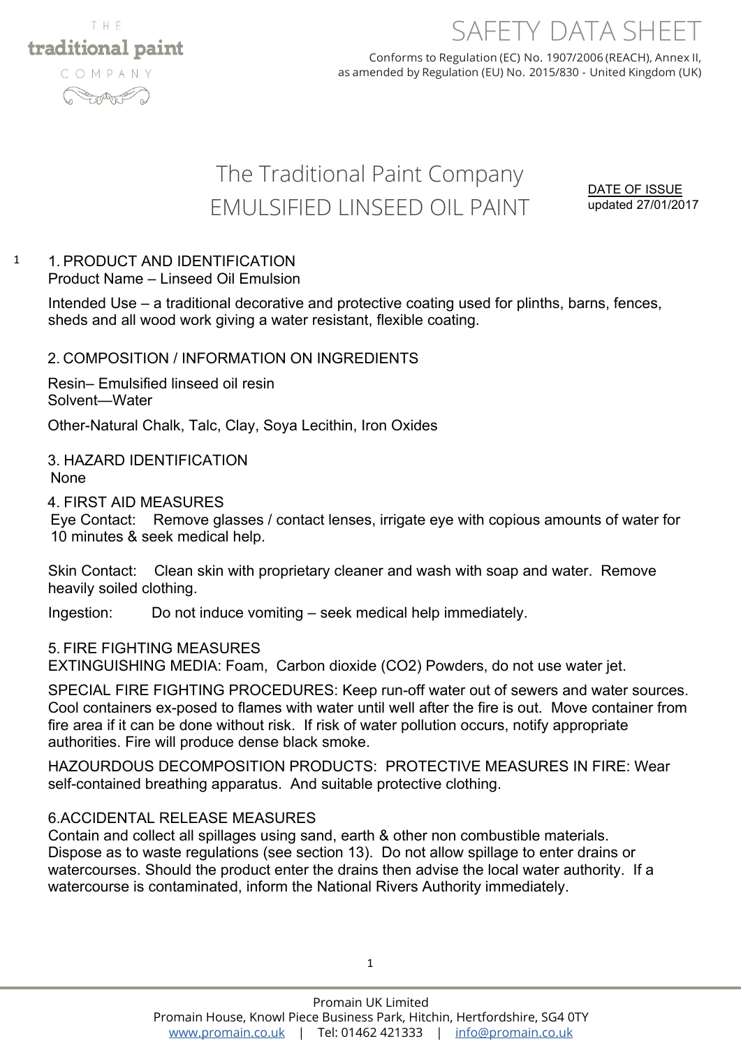THE traditional paint COMPANY

# SAFETY DATA SHEET

Conforms to Regulation (EC) No. 1907/2006 (REACH), Annex II, as amended by Regulation (EU) No. 2015/830 - United Kingdom (UK)

## The Traditional Paint Company
## EMULSIFIED LINSEED OIL PAINT

DATE OF ISSUE
updated 27/01/2017

1

### 1. PRODUCT AND IDENTIFICATION

Product Name – Linseed Oil Emulsion

Intended Use – a traditional decorative and protective coating used for plinths, barns, fences, sheds and all wood work giving a water resistant, flexible coating.

### 2. COMPOSITION / INFORMATION ON INGREDIENTS

Resin– Emulsified linseed oil resin
Solvent—Water

Other-Natural Chalk, Talc, Clay, Soya Lecithin, Iron Oxides

### 3. HAZARD IDENTIFICATION

None

### 4. FIRST AID MEASURES

Eye Contact: Remove glasses / contact lenses, irrigate eye with copious amounts of water for 10 minutes & seek medical help.

Skin Contact: Clean skin with proprietary cleaner and wash with soap and water. Remove heavily soiled clothing.

Ingestion: Do not induce vomiting – seek medical help immediately.

### 5. FIRE FIGHTING MEASURES

EXTINGUISHING MEDIA: Foam, Carbon dioxide ($CO_2$) Powders, do not use water jet.

SPECIAL FIRE FIGHTING PROCEDURES: Keep run-off water out of sewers and water sources. Cool containers ex-posed to flames with water until well after the fire is out. Move container from fire area if it can be done without risk. If risk of water pollution occurs, notify appropriate authorities. Fire will produce dense black smoke.

HAZOURDOUS DECOMPOSITION PRODUCTS: PROTECTIVE MEASURES IN FIRE: Wear self-contained breathing apparatus. And suitable protective clothing.

### 6.ACCIDENTAL RELEASE MEASURES

Contain and collect all spillages using sand, earth & other non combustible materials. Dispose as to waste regulations (see section 13). Do not allow spillage to enter drains or watercourses. Should the product enter the drains then advise the local water authority. If a watercourse is contaminated, inform the National Rivers Authority immediately.

Promain UK Limited
Promain House, Knowl Piece Business Park, Hitchin, Hertfordshire, SG4 0TY
www.promain.co.uk | Tel: 01462 421333 | info@promain.co.uk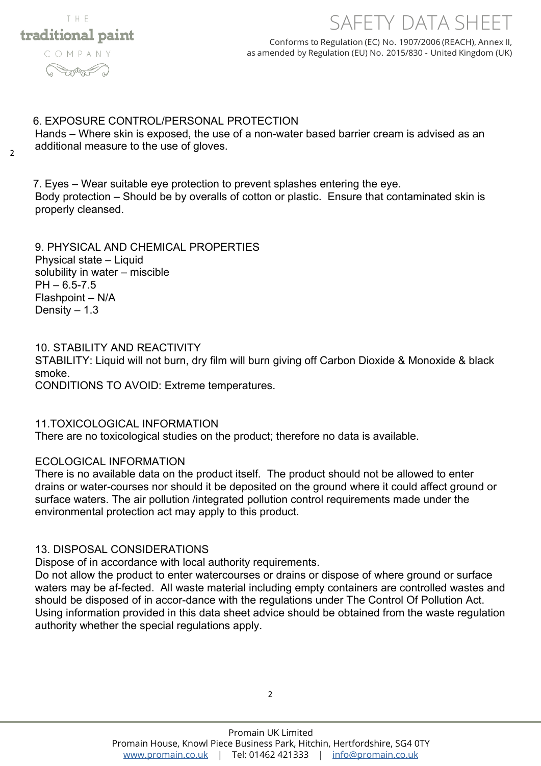## 6. EXPOSURE CONTROL/PERSONAL PROTECTION

Hands – Where skin is exposed, the use of a non-water based barrier cream is advised as an additional measure to the use of gloves.

7. Eyes – Wear suitable eye protection to prevent splashes entering the eye.
Body protection – Should be by overalls of cotton or plastic. Ensure that contaminated skin is properly cleansed.

## 9. PHYSICAL AND CHEMICAL PROPERTIES

Physical state – Liquid
solubility in water – miscible
PH – 6.5-7.5
Flashpoint – N/A
Density – 1.3

## 10. STABILITY AND REACTIVITY

STABILITY: Liquid will not burn, dry film will burn giving off Carbon Dioxide & Monoxide & black smoke.
CONDITIONS TO AVOID: Extreme temperatures.

## 11.TOXICOLOGICAL INFORMATION

There are no toxicological studies on the product; therefore no data is available.

## ECOLOGICAL INFORMATION

There is no available data on the product itself. The product should not be allowed to enter drains or water-courses nor should it be deposited on the ground where it could affect ground or surface waters. The air pollution /integrated pollution control requirements made under the environmental protection act may apply to this product.

## 13. DISPOSAL CONSIDERATIONS

Dispose of in accordance with local authority requirements.
Do not allow the product to enter watercourses or drains or dispose of where ground or surface waters may be af-fected. All waste material including empty containers are controlled wastes and should be disposed of in accor-dance with the regulations under The Control Of Pollution Act.
Using information provided in this data sheet advice should be obtained from the waste regulation authority whether the special regulations apply.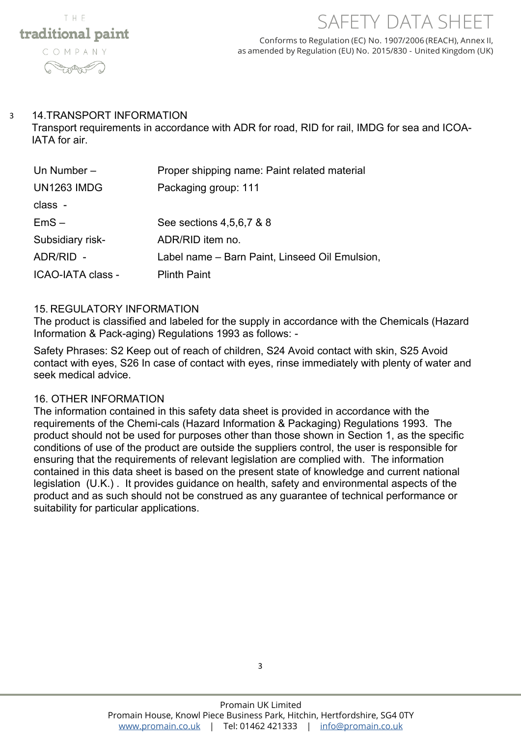## 14. TRANSPORT INFORMATION

Transport requirements in accordance with ADR for road, RID for rail, IMDG for sea and ICOA-IATA for air.

| | |
|---|---|
| Un Number – | Proper shipping name: Paint related material |
| UN1263 IMDG | Packaging group: 111 |
| class - | |
| EmS – | See sections 4,5,6,7 & 8 |
| Subsidiary risk- | ADR/RID item no. |
| ADR/RID - | Label name – Barn Paint, Linseed Oil Emulsion, |
| ICAO-IATA class - | Plinth Paint |

## 15. REGULATORY INFORMATION

The product is classified and labeled for the supply in accordance with the Chemicals (Hazard Information & Pack-aging) Regulations 1993 as follows: -

Safety Phrases: S2 Keep out of reach of children, S24 Avoid contact with skin, S25 Avoid contact with eyes, S26 In case of contact with eyes, rinse immediately with plenty of water and seek medical advice.

## 16. OTHER INFORMATION

The information contained in this safety data sheet is provided in accordance with the requirements of the Chemi-cals (Hazard Information & Packaging) Regulations 1993. The product should not be used for purposes other than those shown in Section 1, as the specific conditions of use of the product are outside the suppliers control, the user is responsible for ensuring that the requirements of relevant legislation are complied with. The information contained in this data sheet is based on the present state of knowledge and current national legislation (U.K.) . It provides guidance on health, safety and environmental aspects of the product and as such should not be construed as any guarantee of technical performance or suitability for particular applications.